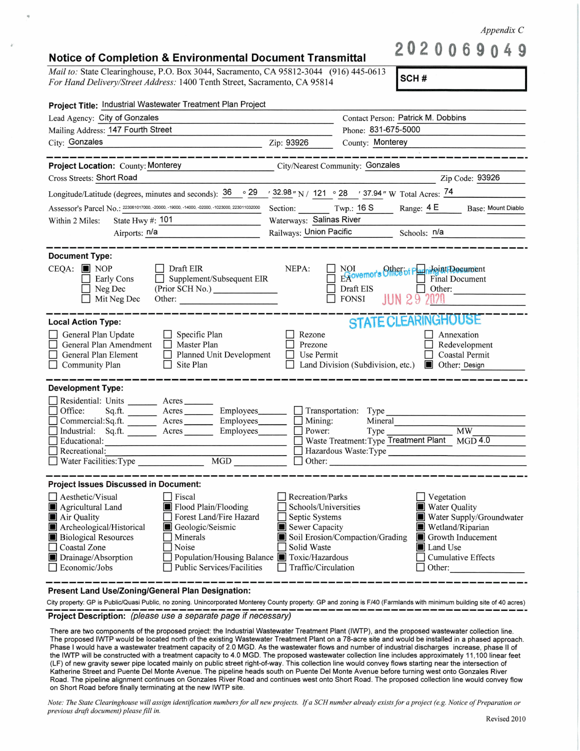*Appendix C*

2020069049

# Notice of Completion & Environmental Document Transmittal

*Mail to:* State Clearinghouse, P.O. Box 3044, Sacramento, CA 95812-3044 (916) 445-0613
*For Hand Delivery/Street Address:* 1400 Tenth Street, Sacramento, CA 95814

**SCH #**

**Project Title:** Industrial Wastewater Treatment Plan Project

Lead Agency: City of Gonzales | Contact Person: Patrick M. Dobbins

Mailing Address: 147 Fourth Street | Phone: 831-675-5000

City: Gonzales | Zip: 93926 | County: Monterey

---

**Project Location:** County: Monterey | City/Nearest Community: Gonzales

Cross Streets: Short Road | Zip Code: 93926

Longitude/Latitude (degrees, minutes and seconds): 36 ° 29 ′ 32.98 ″ N / 121 ° 28 ′ 37.94 ″ W Total Acres: 74

Assessor's Parcel No.: 223061017000, -20000, -19000, -14000, -02000, -1023000, 223011032000 | Section: | Twp.: 16 S | Range: 4 E | Base: Mount Diablo

Within 2 Miles: State Hwy #: 101 | Waterways: Salinas River

Airports: n/a | Railways: Union Pacific | Schools: n/a

---

**Document Type:**

CEQA: ■ NOP ☐ Early Cons ☐ Neg Dec ☐ Mit Neg Dec ☐ Draft EIR ☐ Supplement/Subsequent EIR (Prior SCH No.) ______ Other: ______

NEPA: ☐ NOI ☐ EA ☐ Draft EIS ☐ FONSI

Other: ☐ Joint Document ☐ Final Document ☐ Other: ______

Governor's Office of Planning & Research
JUN 29 2020
STATE CLEARINGHOUSE

---

**Local Action Type:**

☐ General Plan Update ☐ General Plan Amendment ☐ General Plan Element ☐ Community Plan ☐ Specific Plan ☐ Master Plan ☐ Planned Unit Development ☐ Site Plan ☐ Rezone ☐ Prezone ☐ Use Permit ☐ Land Division (Subdivision, etc.) ☐ Annexation ☐ Redevelopment ☐ Coastal Permit ■ Other: Design

---

**Development Type:**

☐ Residential: Units ______ Acres ______
☐ Office: Sq.ft. ______ Acres ______ Employees ______
☐ Commercial: Sq.ft. ______ Acres ______ Employees ______
☐ Industrial: Sq.ft. ______ Acres ______ Employees ______
☐ Educational: ______
☐ Recreational: ______
☐ Water Facilities: Type ______ MGD ______
☐ Transportation: Type ______
☐ Mining: Mineral ______
☐ Power: Type ______ MW ______
☐ Waste Treatment: Type Treatment Plant MGD 4.0
☐ Hazardous Waste: Type ______
☐ Other: ______

---

**Project Issues Discussed in Document:**

☐ Aesthetic/Visual
■ Agricultural Land
■ Air Quality
■ Archeological/Historical
■ Biological Resources
☐ Coastal Zone
■ Drainage/Absorption
☐ Economic/Jobs
☐ Fiscal
■ Flood Plain/Flooding
☐ Forest Land/Fire Hazard
■ Geologic/Seismic
☐ Minerals
☐ Noise
☐ Population/Housing Balance
☐ Public Services/Facilities
☐ Recreation/Parks
☐ Schools/Universities
☐ Septic Systems
■ Sewer Capacity
■ Soil Erosion/Compaction/Grading
☐ Solid Waste
■ Toxic/Hazardous
☐ Traffic/Circulation
☐ Vegetation
■ Water Quality
■ Water Supply/Groundwater
■ Wetland/Riparian
■ Growth Inducement
■ Land Use
☐ Cumulative Effects
☐ Other: ______

---

**Present Land Use/Zoning/General Plan Designation:**

City property: GP is Public/Quasi Public, no zoning. Unincorporated Monterey County property: GP and zoning is F/40 (Farmlands with minimum building site of 40 acres)

---

**Project Description:** *(please use a separate page if necessary)*

There are two components of the proposed project: the Industrial Wastewater Treatment Plant (IWTP), and the proposed wastewater collection line. The proposed IWTP would be located north of the existing Wastewater Treatment Plant on a 78-acre site and would be installed in a phased approach. Phase I would have a wastewater treatment capacity of 2.0 MGD. As the wastewater flows and number of industrial discharges increase, phase II of the IWTP will be constructed with a treatment capacity to 4.0 MGD. The proposed wastewater collection line includes approximately 11,100 linear feet (LF) of new gravity sewer pipe located mainly on public street right-of-way. This collection line would convey flows starting near the intersection of Katherine Street and Puente Del Monte Avenue. The pipeline heads south on Puente Del Monte Avenue before turning west onto Gonzales River Road. The pipeline alignment continues on Gonzales River Road and continues west onto Short Road. The proposed collection line would convey flow on Short Road before finally terminating at the new IWTP site.

*Note: The State Clearinghouse will assign identification numbers for all new projects. If a SCH number already exists for a project (e.g. Notice of Preparation or previous draft document) please fill in.*

Revised 2010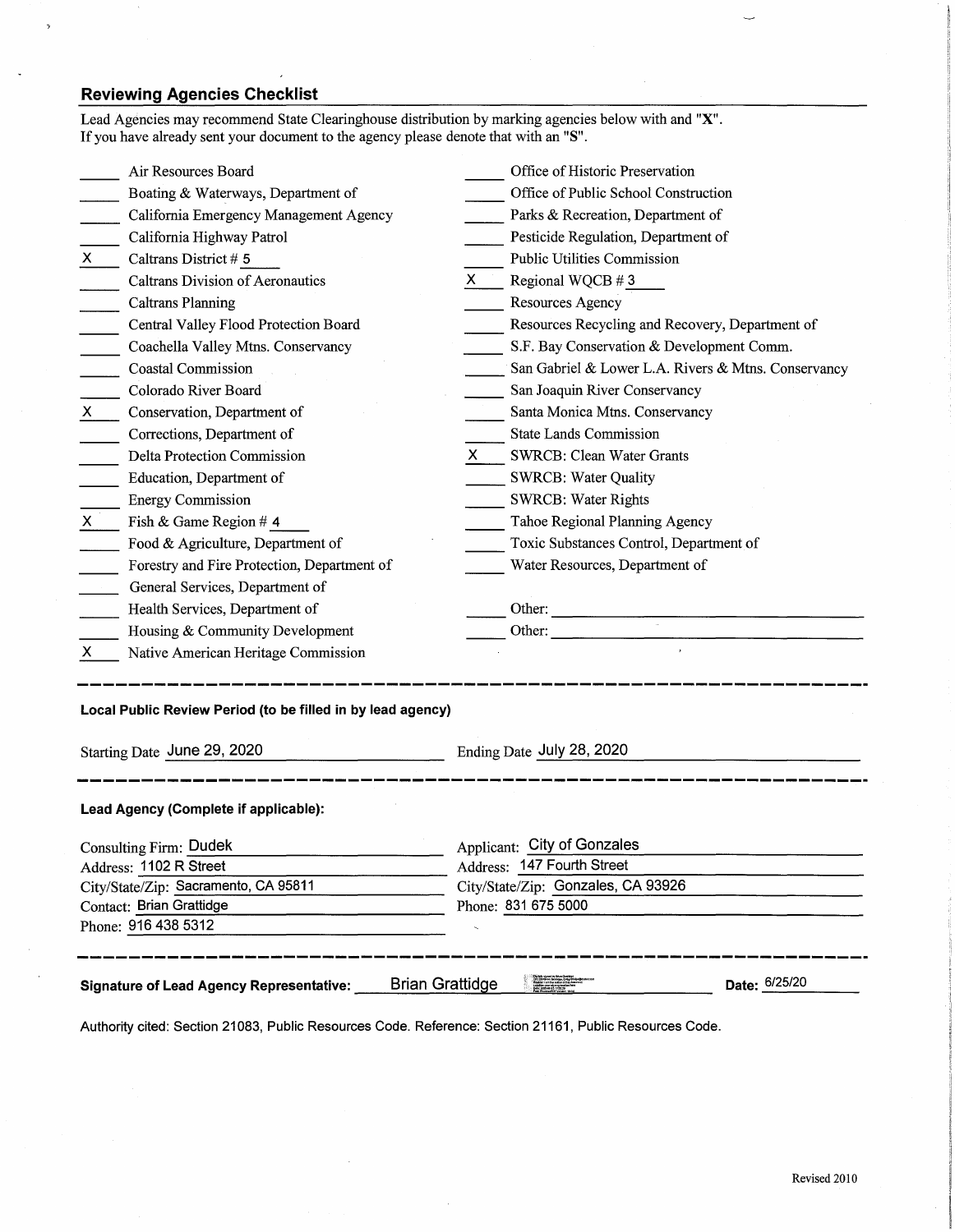## Reviewing Agencies Checklist

Lead Agencies may recommend State Clearinghouse distribution by marking agencies below with and "**X**".
If you have already sent your document to the agency please denote that with an "**S**".

| | | | |
|---|---|---|---|
| | Air Resources Board | | Office of Historic Preservation |
| | Boating & Waterways, Department of | | Office of Public School Construction |
| | California Emergency Management Agency | | Parks & Recreation, Department of |
| | California Highway Patrol | | Pesticide Regulation, Department of |
| X | Caltrans District # 5 | | Public Utilities Commission |
| | Caltrans Division of Aeronautics | X | Regional WQCB # 3 |
| | Caltrans Planning | | Resources Agency |
| | Central Valley Flood Protection Board | | Resources Recycling and Recovery, Department of |
| | Coachella Valley Mtns. Conservancy | | S.F. Bay Conservation & Development Comm. |
| | Coastal Commission | | San Gabriel & Lower L.A. Rivers & Mtns. Conservancy |
| | Colorado River Board | | San Joaquin River Conservancy |
| X | Conservation, Department of | | Santa Monica Mtns. Conservancy |
| | Corrections, Department of | | State Lands Commission |
| | Delta Protection Commission | X | SWRCB: Clean Water Grants |
| | Education, Department of | | SWRCB: Water Quality |
| | Energy Commission | | SWRCB: Water Rights |
| X | Fish & Game Region # 4 | | Tahoe Regional Planning Agency |
| | Food & Agriculture, Department of | | Toxic Substances Control, Department of |
| | Forestry and Fire Protection, Department of | | Water Resources, Department of |
| | General Services, Department of | | |
| | Health Services, Department of | | Other: |
| | Housing & Community Development | | Other: |
| X | Native American Heritage Commission | | |

**Local Public Review Period (to be filled in by lead agency)**

Starting Date June 29, 2020 Ending Date July 28, 2020

**Lead Agency (Complete if applicable):**

Consulting Firm: Dudek
Address: 1102 R Street
City/State/Zip: Sacramento, CA 95811
Contact: Brian Grattidge
Phone: 916 438 5312

Applicant: City of Gonzales
Address: 147 Fourth Street
City/State/Zip: Gonzales, CA 93926
Phone: 831 675 5000

**Signature of Lead Agency Representative:** Brian Grattidge **Date:** 6/25/20

Authority cited: Section 21083, Public Resources Code. Reference: Section 21161, Public Resources Code.

Revised 2010